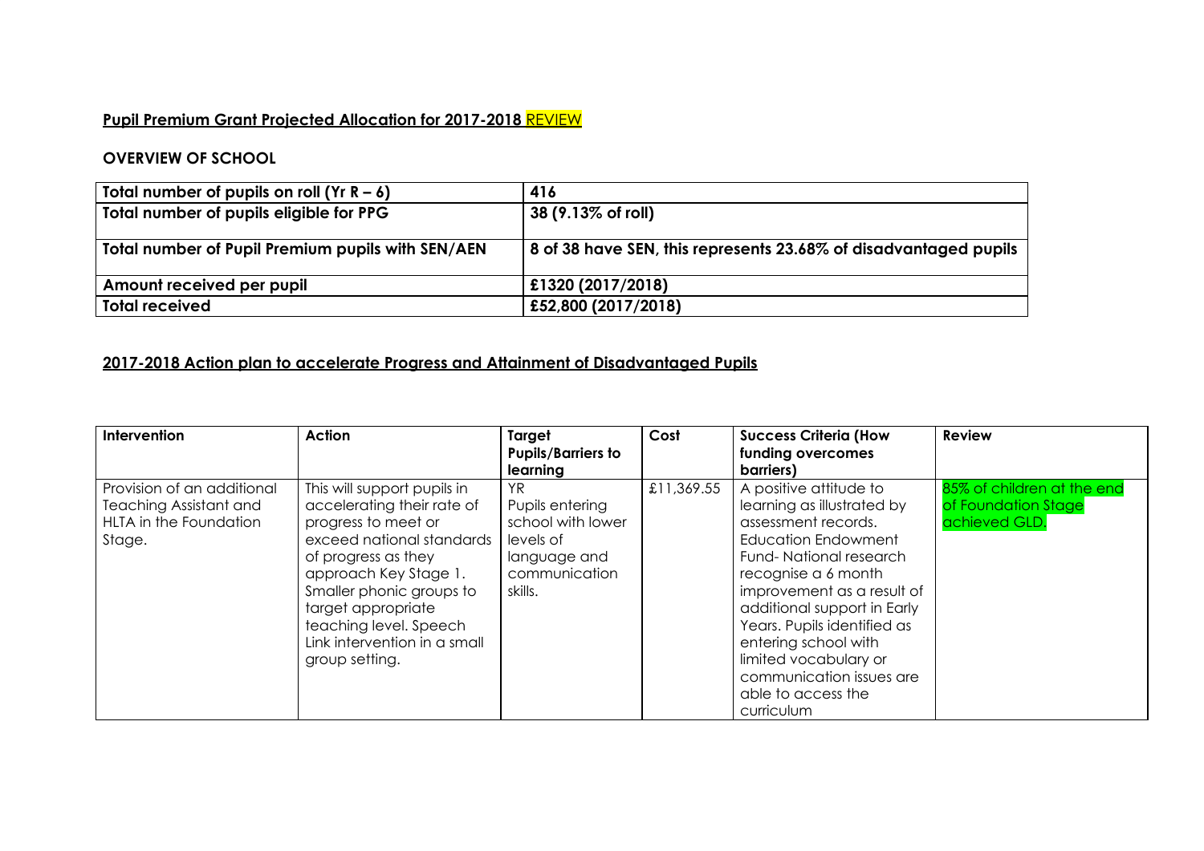**Pupil Premium Grant Projected Allocation for 2017-2018 REVIEW**

**OVERVIEW OF SCHOOL**

| Total number of pupils on roll (Yr R – 6) | 416 |
|---|---|
| Total number of pupils eligible for PPG | 38 (9.13% of roll) |
| Total number of Pupil Premium pupils with SEN/AEN | 8 of 38 have SEN, this represents 23.68% of disadvantaged pupils |
| Amount received per pupil | £1320 (2017/2018) |
| Total received | £52,800 (2017/2018) |

**2017-2018 Action plan to accelerate Progress and Attainment of Disadvantaged Pupils**

| Intervention | Action | Target Pupils/Barriers to learning | Cost | Success Criteria (How funding overcomes barriers) | Review |
|---|---|---|---|---|---|
| Provision of an additional Teaching Assistant and HLTA in the Foundation Stage. | This will support pupils in accelerating their rate of progress to meet or exceed national standards of progress as they approach Key Stage 1. Smaller phonic groups to target appropriate teaching level. Speech Link intervention in a small group setting. | YR Pupils entering school with lower levels of language and communication skills. | £11,369.55 | A positive attitude to learning as illustrated by assessment records. Education Endowment Fund- National research recognise a 6 month improvement as a result of additional support in Early Years. Pupils identified as entering school with limited vocabulary or communication issues are able to access the curriculum | 85% of children at the end of Foundation Stage achieved GLD. |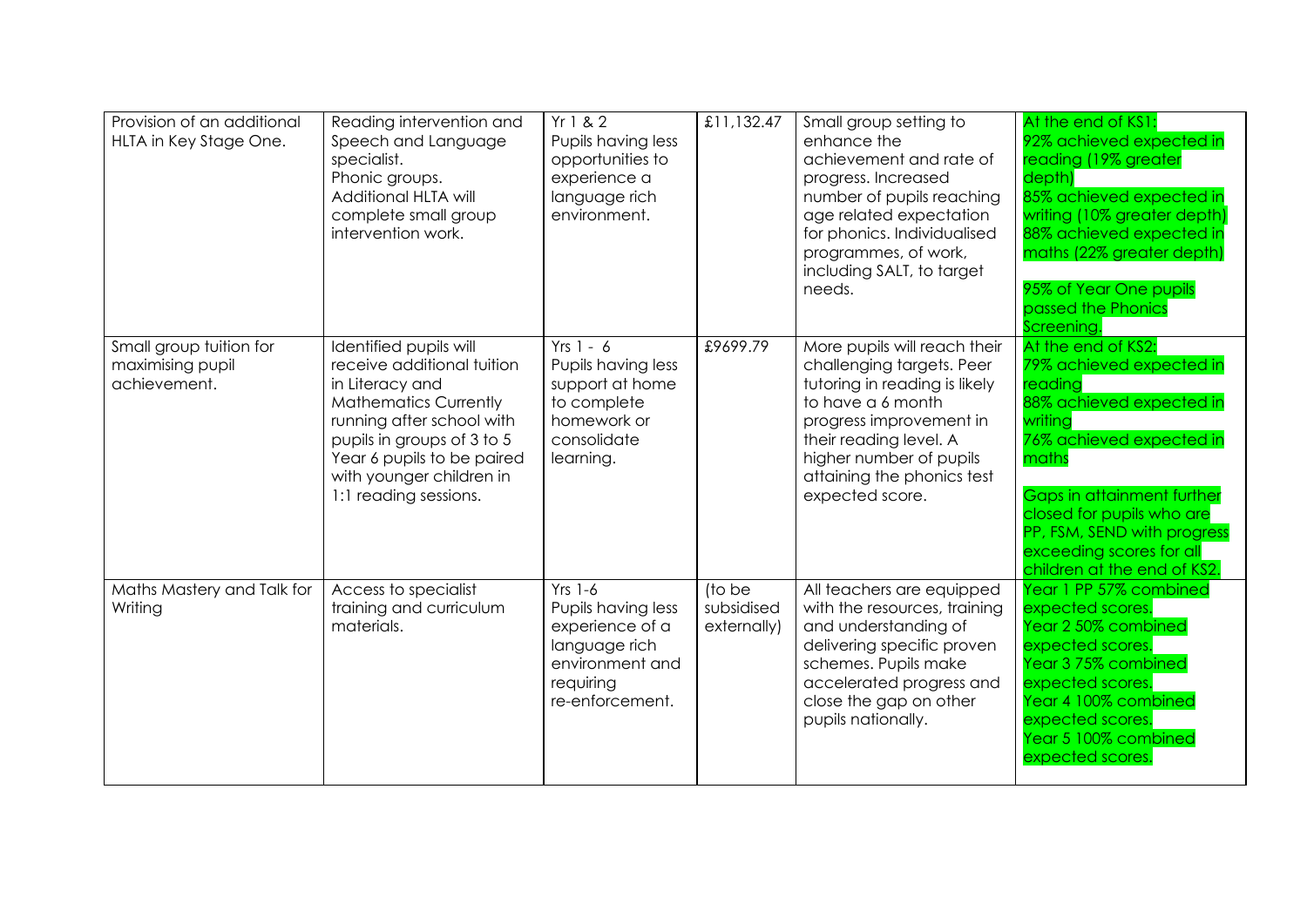| Provision of an additional HLTA in Key Stage One. | Reading intervention and Speech and Language specialist.<br>Phonic groups.<br>Additional HLTA will complete small group intervention work. | Yr 1 & 2<br>Pupils having less opportunities to experience a language rich environment. | £11,132.47 | Small group setting to enhance the achievement and rate of progress. Increased number of pupils reaching age related expectation for phonics. Individualised programmes, of work, including SALT, to target needs. | At the end of KS1:<br>92% achieved expected in reading (19% greater depth)<br>85% achieved expected in writing (10% greater depth)<br>88% achieved expected in maths (22% greater depth)<br><br>95% of Year One pupils passed the Phonics Screening. |
|---|---|---|---|---|---|
| Small group tuition for maximising pupil achievement. | Identified pupils will receive additional tuition in Literacy and Mathematics Currently running after school with pupils in groups of 3 to 5 Year 6 pupils to be paired with younger children in 1:1 reading sessions. | Yrs 1 - 6<br>Pupils having less support at home to complete homework or consolidate learning. | £9699.79 | More pupils will reach their challenging targets. Peer tutoring in reading is likely to have a 6 month progress improvement in their reading level. A higher number of pupils attaining the phonics test expected score. | At the end of KS2:<br>79% achieved expected in reading<br>88% achieved expected in writing<br>76% achieved expected in maths<br><br>Gaps in attainment further closed for pupils who are PP, FSM, SEND with progress exceeding scores for all children at the end of KS2. |
| Maths Mastery and Talk for Writing | Access to specialist training and curriculum materials. | Yrs 1-6<br>Pupils having less experience of a language rich environment and requiring re-enforcement. | (to be subsidised externally) | All teachers are equipped with the resources, training and understanding of delivering specific proven schemes. Pupils make accelerated progress and close the gap on other pupils nationally. | Year 1 PP 57% combined expected scores.<br>Year 2 50% combined expected scores.<br>Year 3 75% combined expected scores.<br>Year 4 100% combined expected scores.<br>Year 5 100% combined expected scores. |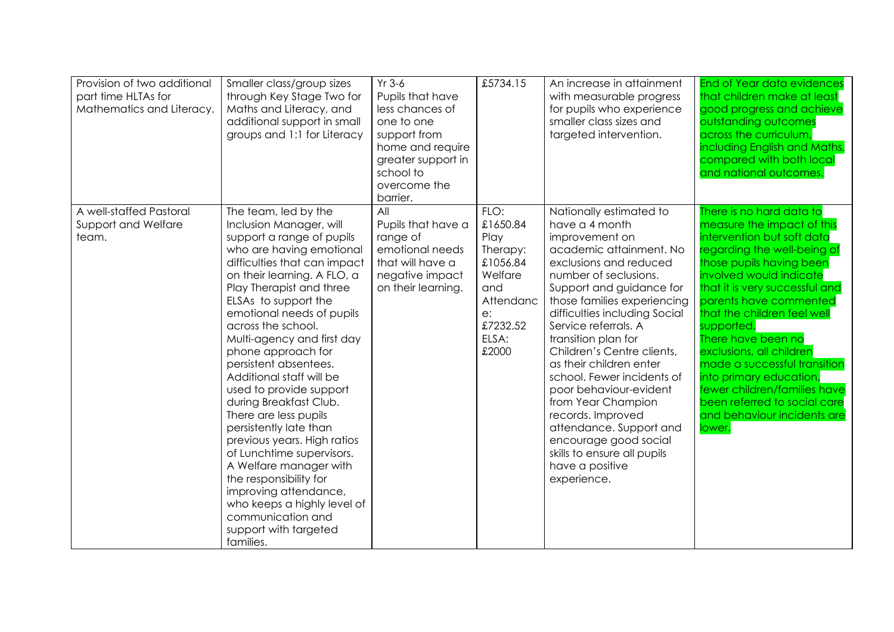| Provision of two additional part time HLTAs for Mathematics and Literacy. | Smaller class/group sizes through Key Stage Two for Maths and Literacy, and additional support in small groups and 1:1 for Literacy | Yr 3-6 Pupils that have less chances of one to one support from home and require greater support in school to overcome the barrier. | £5734.15 | An increase in attainment with measurable progress for pupils who experience smaller class sizes and targeted intervention. | End of Year data evidences that children make at least good progress and achieve outstanding outcomes across the curriculum, including English and Maths, compared with both local and national outcomes. |
|---|---|---|---|---|---|
| A well-staffed Pastoral Support and Welfare team. | The team, led by the Inclusion Manager, will support a range of pupils who are having emotional difficulties that can impact on their learning. A FLO, a Play Therapist and three ELSAs to support the emotional needs of pupils across the school. Multi-agency and first day phone approach for persistent absentees. Additional staff will be used to provide support during Breakfast Club. There are less pupils persistently late than previous years. High ratios of Lunchtime supervisors. A Welfare manager with the responsibility for improving attendance, who keeps a highly level of communication and support with targeted families. | All Pupils that have a range of emotional needs that will have a negative impact on their learning. | FLO: £1650.84 Play Therapy: £1056.84 Welfare and Attendance: £7232.52 ELSA: £2000 | Nationally estimated to have a 4 month improvement on academic attainment. No exclusions and reduced number of seclusions. Support and guidance for those families experiencing difficulties including Social Service referrals. A transition plan for Children's Centre clients, as their children enter school. Fewer incidents of poor behaviour-evident from Year Champion records. Improved attendance. Support and encourage good social skills to ensure all pupils have a positive experience. | There is no hard data to measure the impact of this intervention but soft data regarding the well-being of those pupils having been involved would indicate that it is very successful and parents have commented that the children feel well supported. There have been no exclusions, all children made a successful transition into primary education, fewer children/families have been referred to social care and behaviour incidents are lower. |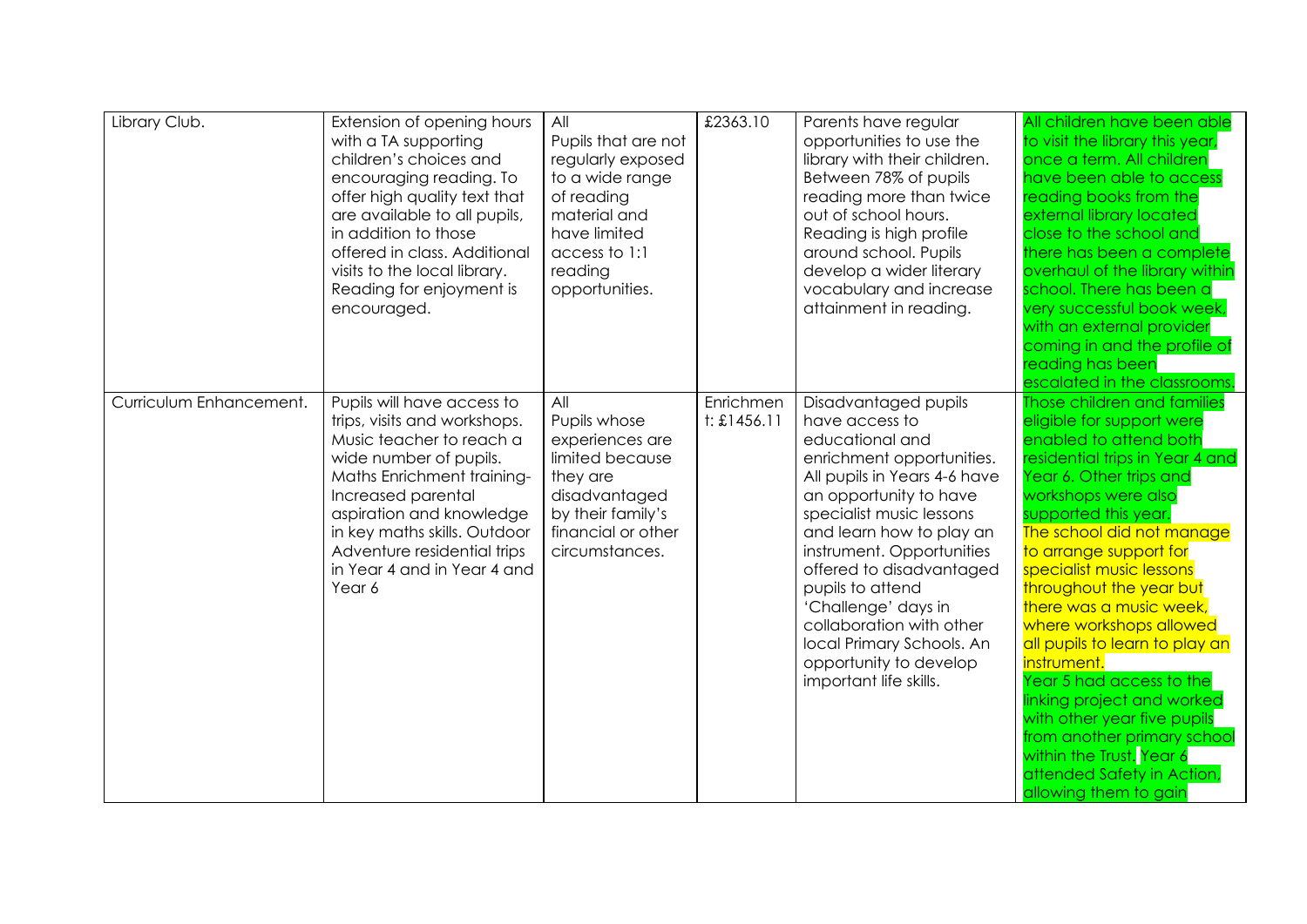| Library Club. | Extension of opening hours with a TA supporting children's choices and encouraging reading. To offer high quality text that are available to all pupils, in addition to those offered in class. Additional visits to the local library. Reading for enjoyment is encouraged. | All Pupils that are not regularly exposed to a wide range of reading material and have limited access to 1:1 reading opportunities. | £2363.10 | Parents have regular opportunities to use the library with their children. Between 78% of pupils reading more than twice out of school hours. Reading is high profile around school. Pupils develop a wider literary vocabulary and increase attainment in reading. | All children have been able to visit the library this year, once a term. All children have been able to access reading books from the external library located close to the school and there has been a complete overhaul of the library within school. There has been a very successful book week, with an external provider coming in and the profile of reading has been escalated in the classrooms. |
|---|---|---|---|---|---|
| Curriculum Enhancement. | Pupils will have access to trips, visits and workshops. Music teacher to reach a wide number of pupils. Maths Enrichment training- Increased parental aspiration and knowledge in key maths skills. Outdoor Adventure residential trips in Year 4 and in Year 4 and Year 6 | All Pupils whose experiences are limited because they are disadvantaged by their family's financial or other circumstances. | Enrichment: £1456.11 | Disadvantaged pupils have access to educational and enrichment opportunities. All pupils in Years 4-6 have an opportunity to have specialist music lessons and learn how to play an instrument. Opportunities offered to disadvantaged pupils to attend 'Challenge' days in collaboration with other local Primary Schools. An opportunity to develop important life skills. | Those children and families eligible for support were enabled to attend both residential trips in Year 4 and Year 6. Other trips and workshops were also supported this year. The school did not manage to arrange support for specialist music lessons throughout the year but there was a music week, where workshops allowed all pupils to learn to play an instrument. Year 5 had access to the linking project and worked with other year five pupils from another primary school within the Trust. Year 6 attended Safety in Action, allowing them to gain |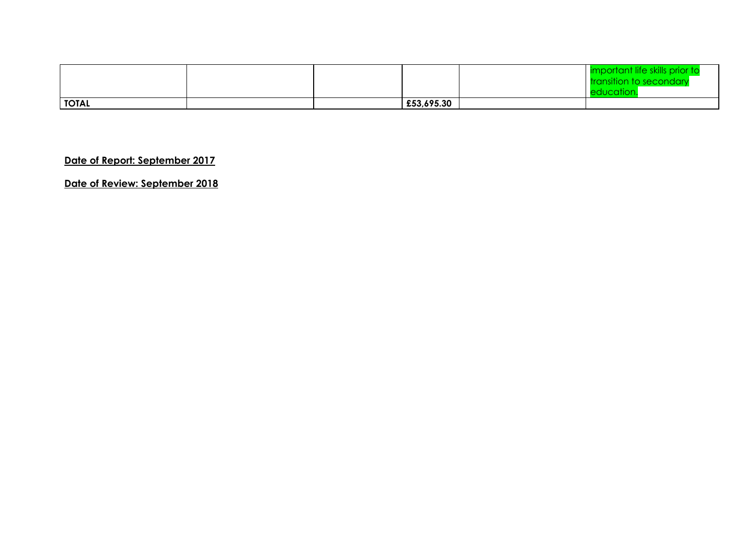| | | | | | |
|---|---|---|---|---|---|
| | | | | | important life skills prior to transition to secondary education. |
| **TOTAL** | | | **£53,695.30** | | |

**Date of Report: September 2017**

**Date of Review: September 2018**